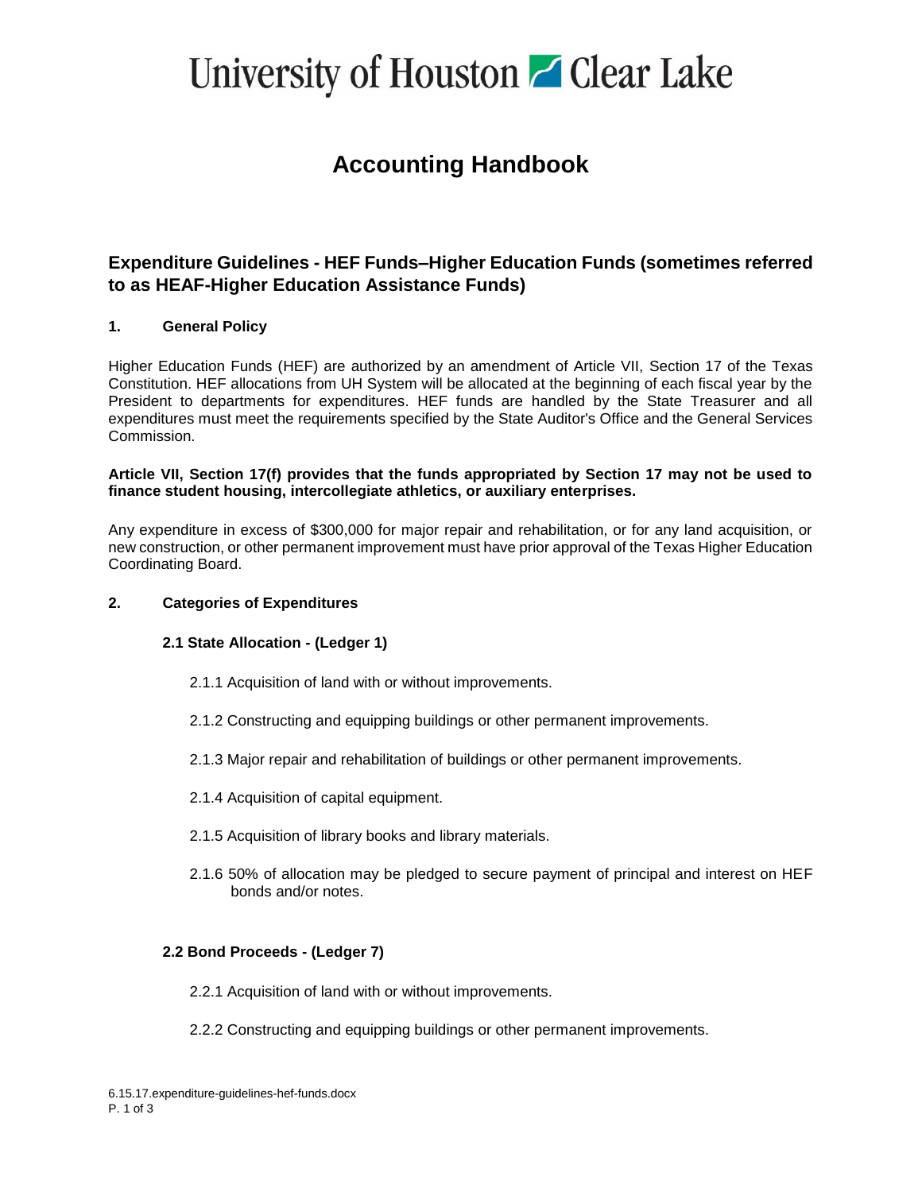# University of Houston Clear Lake

# Accounting Handbook

## Expenditure Guidelines - HEF Funds–Higher Education Funds (sometimes referred to as HEAF-Higher Education Assistance Funds)

### 1. General Policy

Higher Education Funds (HEF) are authorized by an amendment of Article VII, Section 17 of the Texas Constitution. HEF allocations from UH System will be allocated at the beginning of each fiscal year by the President to departments for expenditures. HEF funds are handled by the State Treasurer and all expenditures must meet the requirements specified by the State Auditor's Office and the General Services Commission.

**Article VII, Section 17(f) provides that the funds appropriated by Section 17 may not be used to finance student housing, intercollegiate athletics, or auxiliary enterprises.**

Any expenditure in excess of $300,000 for major repair and rehabilitation, or for any land acquisition, or new construction, or other permanent improvement must have prior approval of the Texas Higher Education Coordinating Board.

### 2. Categories of Expenditures

#### 2.1 State Allocation - (Ledger 1)

2.1.1 Acquisition of land with or without improvements.

2.1.2 Constructing and equipping buildings or other permanent improvements.

2.1.3 Major repair and rehabilitation of buildings or other permanent improvements.

2.1.4 Acquisition of capital equipment.

2.1.5 Acquisition of library books and library materials.

2.1.6 50% of allocation may be pledged to secure payment of principal and interest on HEF bonds and/or notes.

#### 2.2 Bond Proceeds - (Ledger 7)

2.2.1 Acquisition of land with or without improvements.

2.2.2 Constructing and equipping buildings or other permanent improvements.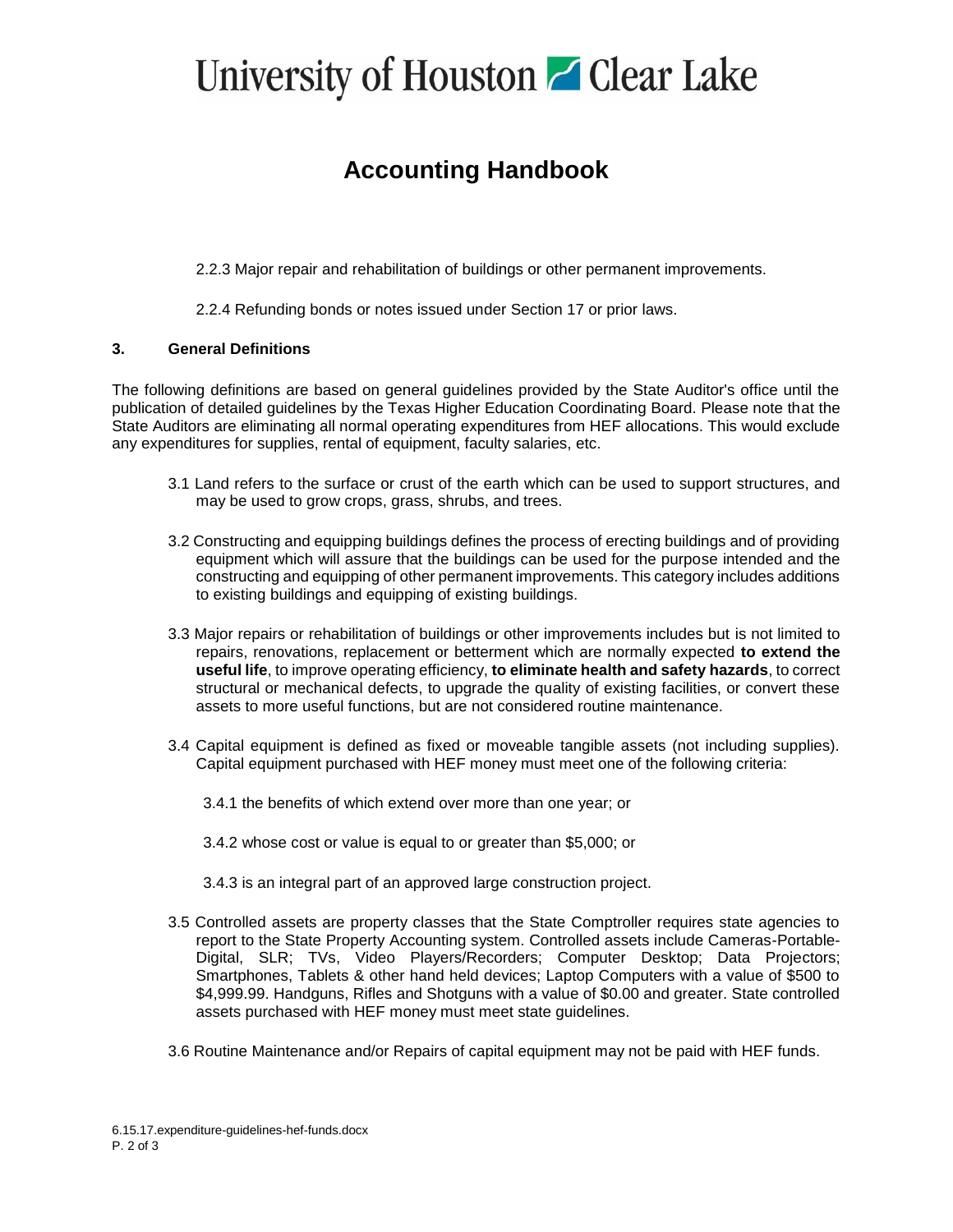2.2.3 Major repair and rehabilitation of buildings or other permanent improvements.

2.2.4 Refunding bonds or notes issued under Section 17 or prior laws.

## 3. General Definitions

The following definitions are based on general guidelines provided by the State Auditor's office until the publication of detailed guidelines by the Texas Higher Education Coordinating Board. Please note that the State Auditors are eliminating all normal operating expenditures from HEF allocations. This would exclude any expenditures for supplies, rental of equipment, faculty salaries, etc.

3.1 Land refers to the surface or crust of the earth which can be used to support structures, and may be used to grow crops, grass, shrubs, and trees.

3.2 Constructing and equipping buildings defines the process of erecting buildings and of providing equipment which will assure that the buildings can be used for the purpose intended and the constructing and equipping of other permanent improvements. This category includes additions to existing buildings and equipping of existing buildings.

3.3 Major repairs or rehabilitation of buildings or other improvements includes but is not limited to repairs, renovations, replacement or betterment which are normally expected **to extend the useful life**, to improve operating efficiency, **to eliminate health and safety hazards**, to correct structural or mechanical defects, to upgrade the quality of existing facilities, or convert these assets to more useful functions, but are not considered routine maintenance.

3.4 Capital equipment is defined as fixed or moveable tangible assets (not including supplies). Capital equipment purchased with HEF money must meet one of the following criteria:

3.4.1 the benefits of which extend over more than one year; or

3.4.2 whose cost or value is equal to or greater than $5,000; or

3.4.3 is an integral part of an approved large construction project.

3.5 Controlled assets are property classes that the State Comptroller requires state agencies to report to the State Property Accounting system. Controlled assets include Cameras-Portable-Digital, SLR; TVs, Video Players/Recorders; Computer Desktop; Data Projectors; Smartphones, Tablets & other hand held devices; Laptop Computers with a value of $500 to $4,999.99. Handguns, Rifles and Shotguns with a value of $0.00 and greater. State controlled assets purchased with HEF money must meet state guidelines.

3.6 Routine Maintenance and/or Repairs of capital equipment may not be paid with HEF funds.

6.15.17.expenditure-guidelines-hef-funds.docx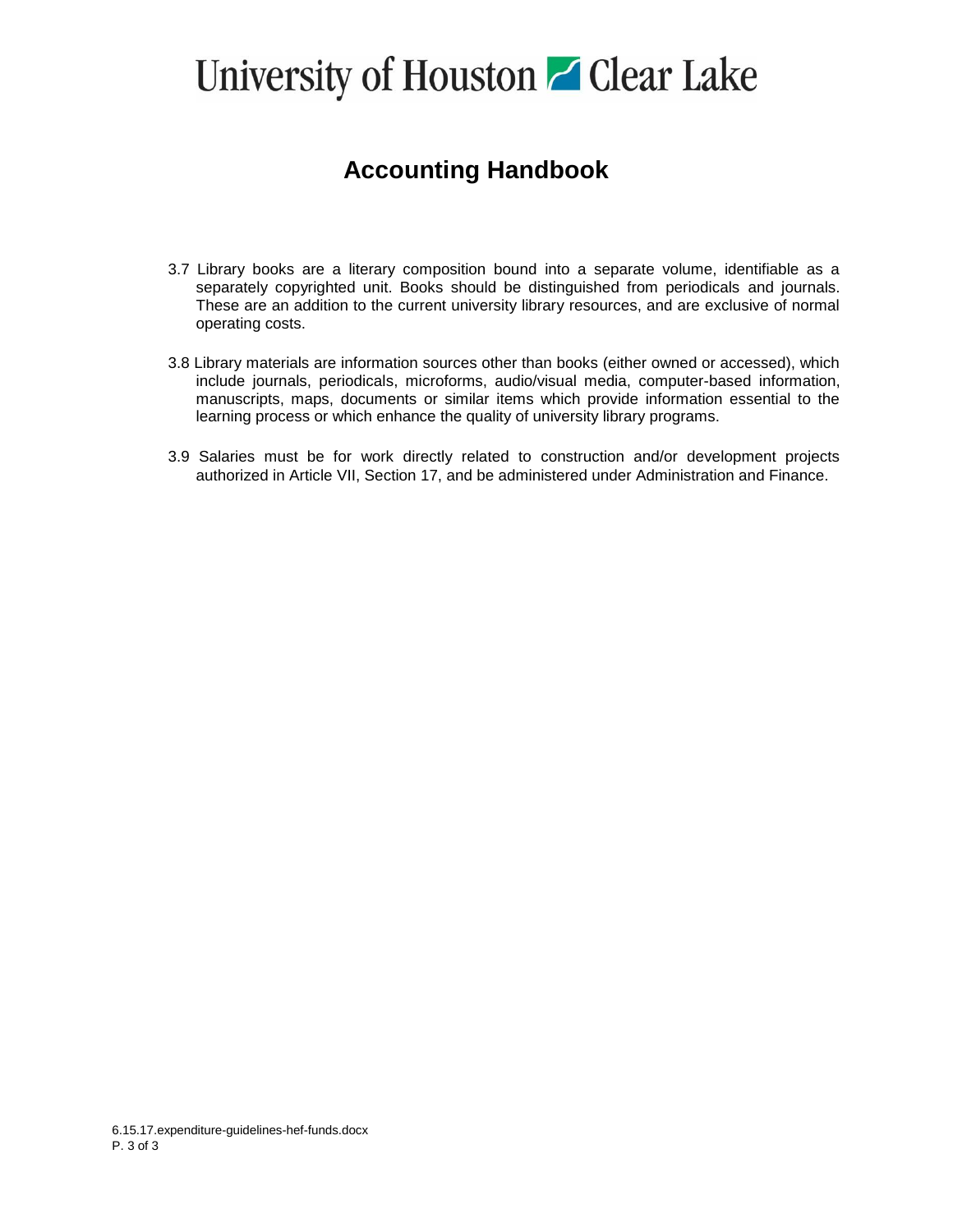3.7 Library books are a literary composition bound into a separate volume, identifiable as a separately copyrighted unit. Books should be distinguished from periodicals and journals. These are an addition to the current university library resources, and are exclusive of normal operating costs.

3.8 Library materials are information sources other than books (either owned or accessed), which include journals, periodicals, microforms, audio/visual media, computer-based information, manuscripts, maps, documents or similar items which provide information essential to the learning process or which enhance the quality of university library programs.

3.9 Salaries must be for work directly related to construction and/or development projects authorized in Article VII, Section 17, and be administered under Administration and Finance.